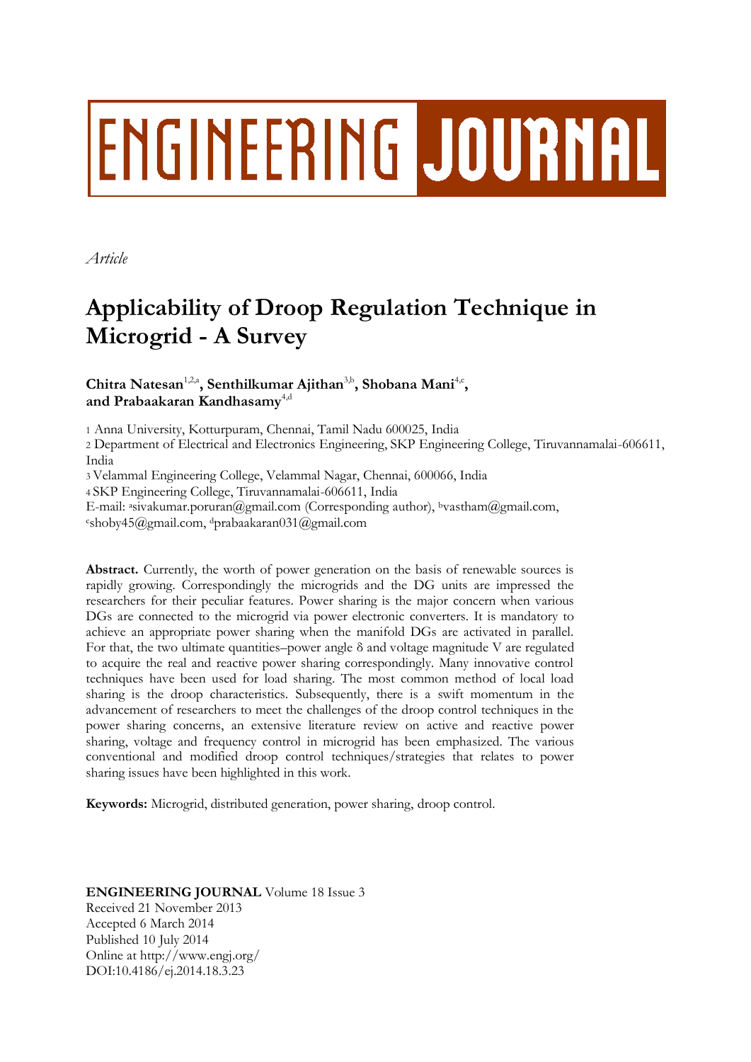# ENGINEERING JOURNAL

*Article*

# Applicability of Droop Regulation Technique in Microgrid - A Survey

**Chitra Natesan**[1,2,a]**, Senthilkumar Ajithan**[3,b]**, Shobana Mani**[4,c]**, and Prabaakaran Kandhasamy**[4,d]

1 Anna University, Kotturpuram, Chennai, Tamil Nadu 600025, India

2 Department of Electrical and Electronics Engineering, SKP Engineering College, Tiruvannamalai-606611, India

3 Velammal Engineering College, Velammal Nagar, Chennai, 600066, India

4 SKP Engineering College, Tiruvannamalai-606611, India

E-mail: [a]sivakumar.poruran@gmail.com (Corresponding author), [b]vastham@gmail.com, [c]shoby45@gmail.com, [d]prabaakaran031@gmail.com

**Abstract.** Currently, the worth of power generation on the basis of renewable sources is rapidly growing. Correspondingly the microgrids and the DG units are impressed the researchers for their peculiar features. Power sharing is the major concern when various DGs are connected to the microgrid via power electronic converters. It is mandatory to achieve an appropriate power sharing when the manifold DGs are activated in parallel. For that, the two ultimate quantities–power angle $\delta$ and voltage magnitude V are regulated to acquire the real and reactive power sharing correspondingly. Many innovative control techniques have been used for load sharing. The most common method of local load sharing is the droop characteristics. Subsequently, there is a swift momentum in the advancement of researchers to meet the challenges of the droop control techniques in the power sharing concerns, an extensive literature review on active and reactive power sharing, voltage and frequency control in microgrid has been emphasized. The various conventional and modified droop control techniques/strategies that relates to power sharing issues have been highlighted in this work.

**Keywords:** Microgrid, distributed generation, power sharing, droop control.

**ENGINEERING JOURNAL** Volume 18 Issue 3
Received 21 November 2013
Accepted 6 March 2014
Published 10 July 2014
Online at http://www.engj.org/
DOI:10.4186/ej.2014.18.3.23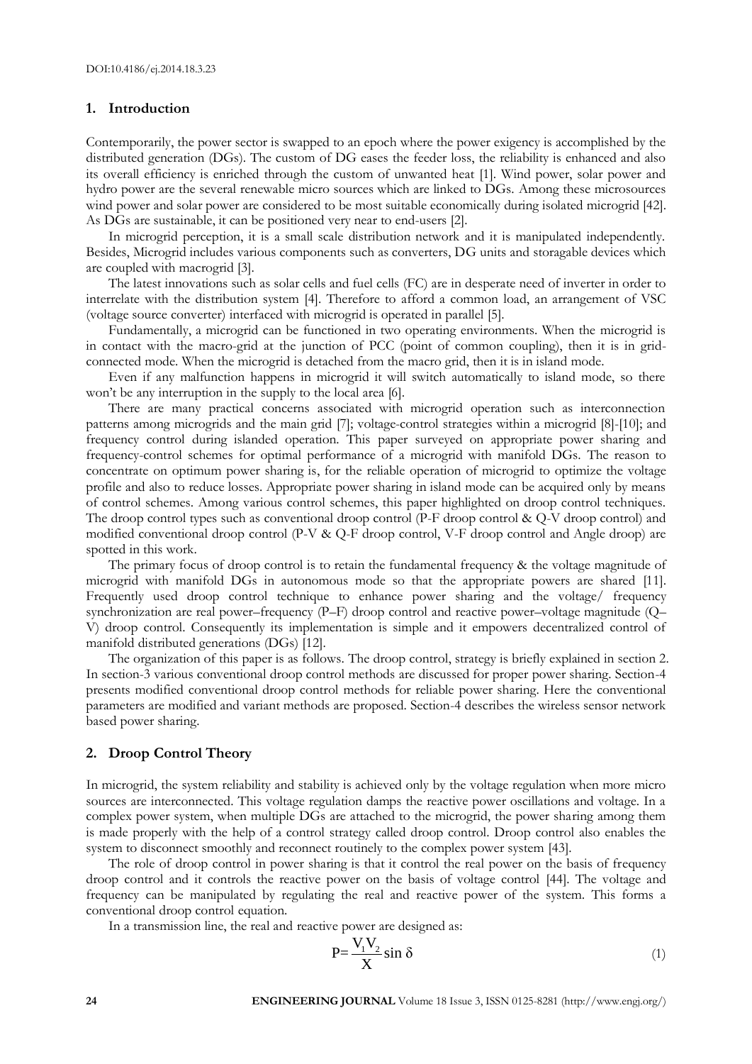DOI:10.4186/ej.2014.18.3.23

## 1. Introduction

Contemporarily, the power sector is swapped to an epoch where the power exigency is accomplished by the distributed generation (DGs). The custom of DG eases the feeder loss, the reliability is enhanced and also its overall efficiency is enriched through the custom of unwanted heat [1]. Wind power, solar power and hydro power are the several renewable micro sources which are linked to DGs. Among these microsources wind power and solar power are considered to be most suitable economically during isolated microgrid [42]. As DGs are sustainable, it can be positioned very near to end-users [2].

In microgrid perception, it is a small scale distribution network and it is manipulated independently. Besides, Microgrid includes various components such as converters, DG units and storagable devices which are coupled with macrogrid [3].

The latest innovations such as solar cells and fuel cells (FC) are in desperate need of inverter in order to interrelate with the distribution system [4]. Therefore to afford a common load, an arrangement of VSC (voltage source converter) interfaced with microgrid is operated in parallel [5].

Fundamentally, a microgrid can be functioned in two operating environments. When the microgrid is in contact with the macro-grid at the junction of PCC (point of common coupling), then it is in grid-connected mode. When the microgrid is detached from the macro grid, then it is in island mode.

Even if any malfunction happens in microgrid it will switch automatically to island mode, so there won't be any interruption in the supply to the local area [6].

There are many practical concerns associated with microgrid operation such as interconnection patterns among microgrids and the main grid [7]; voltage-control strategies within a microgrid [8]-[10]; and frequency control during islanded operation. This paper surveyed on appropriate power sharing and frequency-control schemes for optimal performance of a microgrid with manifold DGs. The reason to concentrate on optimum power sharing is, for the reliable operation of microgrid to optimize the voltage profile and also to reduce losses. Appropriate power sharing in island mode can be acquired only by means of control schemes. Among various control schemes, this paper highlighted on droop control techniques. The droop control types such as conventional droop control (P-F droop control & Q-V droop control) and modified conventional droop control (P-V & Q-F droop control, V-F droop control and Angle droop) are spotted in this work.

The primary focus of droop control is to retain the fundamental frequency & the voltage magnitude of microgrid with manifold DGs in autonomous mode so that the appropriate powers are shared [11]. Frequently used droop control technique to enhance power sharing and the voltage/ frequency synchronization are real power–frequency (P–F) droop control and reactive power–voltage magnitude (Q–V) droop control. Consequently its implementation is simple and it empowers decentralized control of manifold distributed generations (DGs) [12].

The organization of this paper is as follows. The droop control, strategy is briefly explained in section 2. In section-3 various conventional droop control methods are discussed for proper power sharing. Section-4 presents modified conventional droop control methods for reliable power sharing. Here the conventional parameters are modified and variant methods are proposed. Section-4 describes the wireless sensor network based power sharing.

## 2. Droop Control Theory

In microgrid, the system reliability and stability is achieved only by the voltage regulation when more micro sources are interconnected. This voltage regulation damps the reactive power oscillations and voltage. In a complex power system, when multiple DGs are attached to the microgrid, the power sharing among them is made properly with the help of a control strategy called droop control. Droop control also enables the system to disconnect smoothly and reconnect routinely to the complex power system [43].

The role of droop control in power sharing is that it control the real power on the basis of frequency droop control and it controls the reactive power on the basis of voltage control [44]. The voltage and frequency can be manipulated by regulating the real and reactive power of the system. This forms a conventional droop control equation.

In a transmission line, the real and reactive power are designed as:

$$P=\frac{V_1 V_2}{X}\sin\delta \tag{1}$$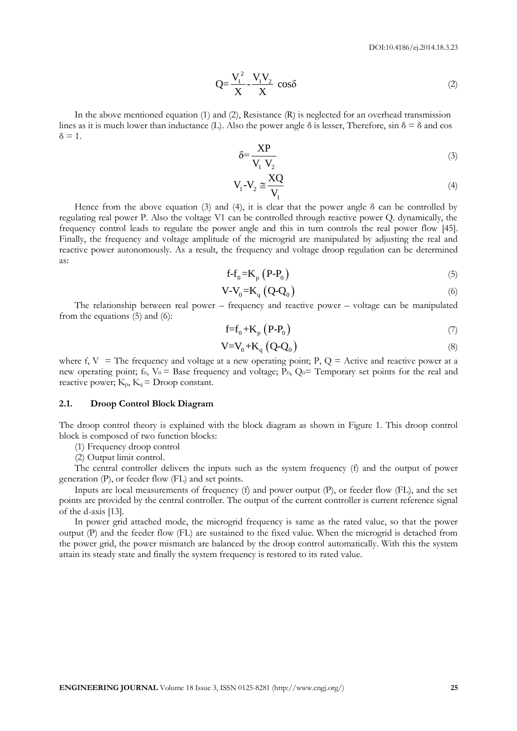$$Q = \frac{V_1^2}{X} - \frac{V_1 V_2}{X} \cos\delta \tag{2}$$

In the above mentioned equation (1) and (2), Resistance (R) is neglected for an overhead transmission lines as it is much lower than inductance (L). Also the power angle δ is lesser, Therefore, sin δ = δ and cos δ = 1.

$$\delta = \frac{XP}{V_1 \; V_2} \tag{3}$$

$$V_1 - V_2 \cong \frac{XQ}{V_1} \tag{4}$$

Hence from the above equation (3) and (4), it is clear that the power angle δ can be controlled by regulating real power P. Also the voltage V1 can be controlled through reactive power Q. dynamically, the frequency control leads to regulate the power angle and this in turn controls the real power flow [45]. Finally, the frequency and voltage amplitude of the microgrid are manipulated by adjusting the real and reactive power autonomously. As a result, the frequency and voltage droop regulation can be determined as:

$$f - f_0 = K_p \left( P - P_0 \right) \tag{5}$$

$$V - V_0 = K_q \left( Q - Q_0 \right) \tag{6}$$

The relationship between real power – frequency and reactive power – voltage can be manipulated from the equations (5) and (6):

$$f = f_0 + K_p \left( P - P_0 \right) \tag{7}$$

$$V = V_0 + K_q \left( Q - Q_0 \right) \tag{8}$$

where f, V = The frequency and voltage at a new operating point; P, Q = Active and reactive power at a new operating point; $f_0$, $V_0$ = Base frequency and voltage; $P_0$, $Q_0$= Temporary set points for the real and reactive power; $K_p$, $K_q$ = Droop constant.

### 2.1. Droop Control Block Diagram

The droop control theory is explained with the block diagram as shown in Figure 1. This droop control block is composed of two function blocks:

(1) Frequency droop control

(2) Output limit control.

The central controller delivers the inputs such as the system frequency (f) and the output of power generation (P), or feeder flow (FL) and set points.

Inputs are local measurements of frequency (f) and power output (P), or feeder flow (FL), and the set points are provided by the central controller. The output of the current controller is current reference signal of the d-axis [13].

In power grid attached mode, the microgrid frequency is same as the rated value, so that the power output (P) and the feeder flow (FL) are sustained to the fixed value. When the microgrid is detached from the power grid, the power mismatch are balanced by the droop control automatically. With this the system attain its steady state and finally the system frequency is restored to its rated value.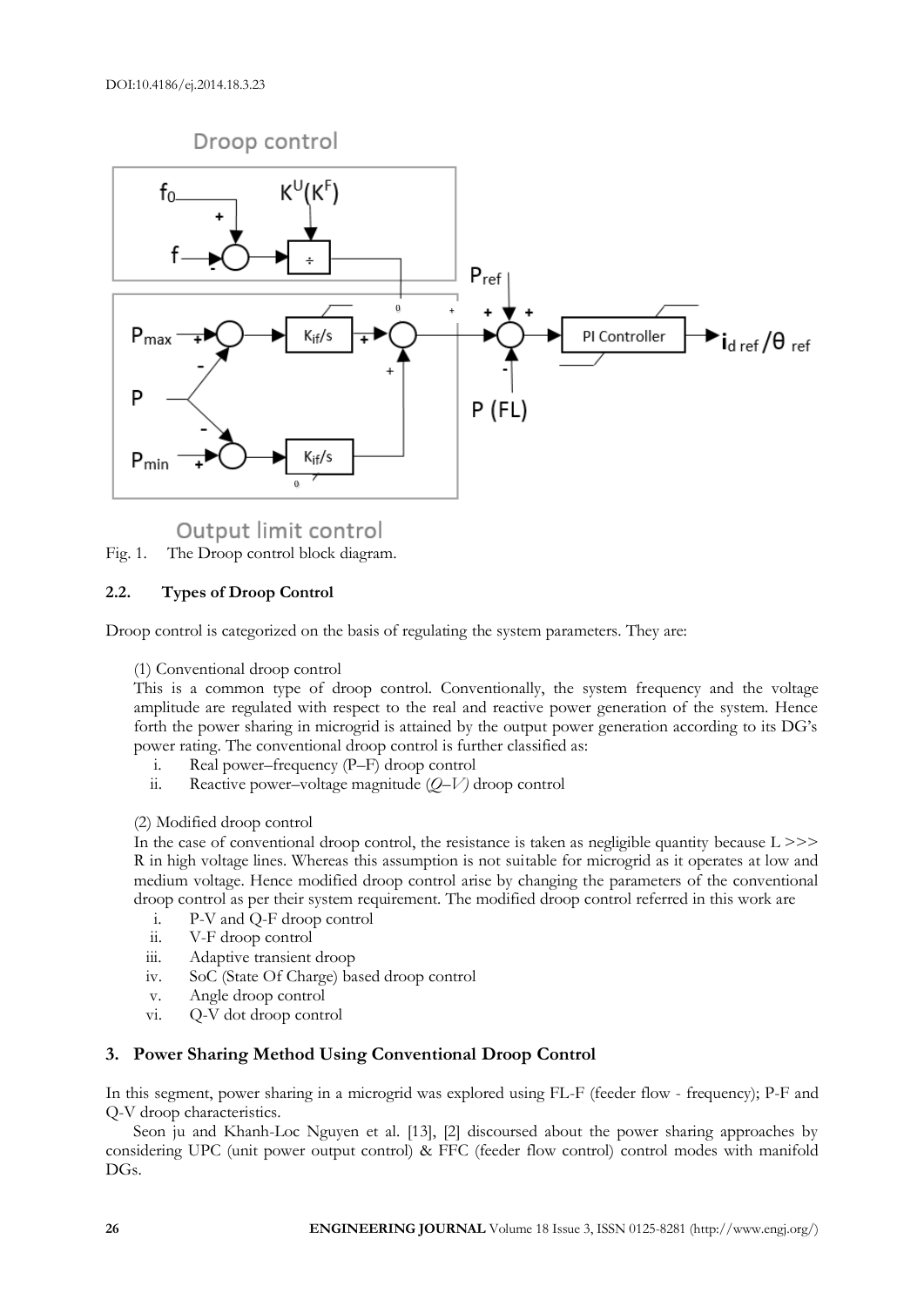Fig. 1. The Droop control block diagram.

### 2.2. Types of Droop Control

Droop control is categorized on the basis of regulating the system parameters. They are:

(1) Conventional droop control

This is a common type of droop control. Conventionally, the system frequency and the voltage amplitude are regulated with respect to the real and reactive power generation of the system. Hence forth the power sharing in microgrid is attained by the output power generation according to its DG's power rating. The conventional droop control is further classified as:

i. Real power–frequency (P–F) droop control
ii. Reactive power–voltage magnitude (*Q–V)* droop control

(2) Modified droop control

In the case of conventional droop control, the resistance is taken as negligible quantity because L >>> R in high voltage lines. Whereas this assumption is not suitable for microgrid as it operates at low and medium voltage. Hence modified droop control arise by changing the parameters of the conventional droop control as per their system requirement. The modified droop control referred in this work are

i. P-V and Q-F droop control
ii. V-F droop control
iii. Adaptive transient droop
iv. SoC (State Of Charge) based droop control
v. Angle droop control
vi. Q-V dot droop control

## 3. Power Sharing Method Using Conventional Droop Control

In this segment, power sharing in a microgrid was explored using FL-F (feeder flow - frequency); P-F and Q-V droop characteristics.

Seon ju and Khanh-Loc Nguyen et al. [13], [2] discoursed about the power sharing approaches by considering UPC (unit power output control) & FFC (feeder flow control) control modes with manifold DGs.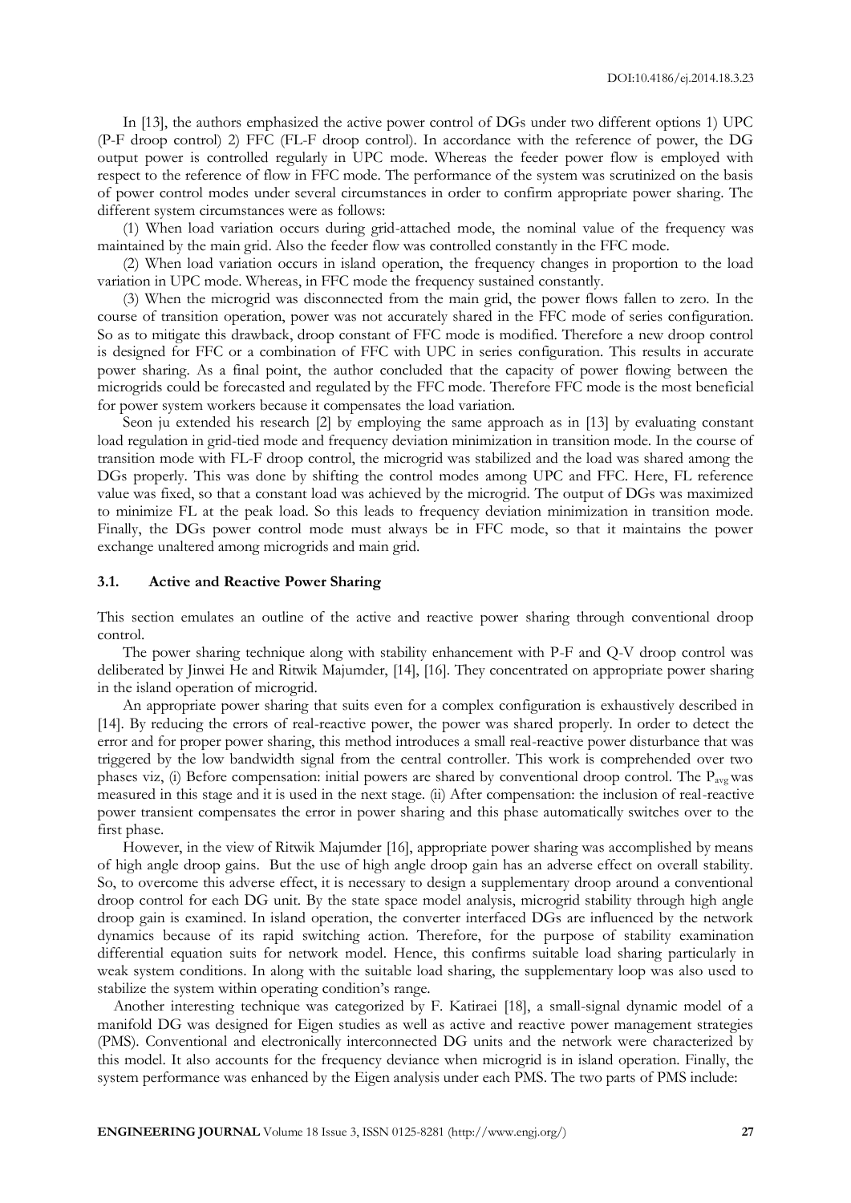In [13], the authors emphasized the active power control of DGs under two different options 1) UPC (P-F droop control) 2) FFC (FL-F droop control). In accordance with the reference of power, the DG output power is controlled regularly in UPC mode. Whereas the feeder power flow is employed with respect to the reference of flow in FFC mode. The performance of the system was scrutinized on the basis of power control modes under several circumstances in order to confirm appropriate power sharing. The different system circumstances were as follows:

(1) When load variation occurs during grid-attached mode, the nominal value of the frequency was maintained by the main grid. Also the feeder flow was controlled constantly in the FFC mode.

(2) When load variation occurs in island operation, the frequency changes in proportion to the load variation in UPC mode. Whereas, in FFC mode the frequency sustained constantly.

(3) When the microgrid was disconnected from the main grid, the power flows fallen to zero. In the course of transition operation, power was not accurately shared in the FFC mode of series configuration. So as to mitigate this drawback, droop constant of FFC mode is modified. Therefore a new droop control is designed for FFC or a combination of FFC with UPC in series configuration. This results in accurate power sharing. As a final point, the author concluded that the capacity of power flowing between the microgrids could be forecasted and regulated by the FFC mode. Therefore FFC mode is the most beneficial for power system workers because it compensates the load variation.

Seon ju extended his research [2] by employing the same approach as in [13] by evaluating constant load regulation in grid-tied mode and frequency deviation minimization in transition mode. In the course of transition mode with FL-F droop control, the microgrid was stabilized and the load was shared among the DGs properly. This was done by shifting the control modes among UPC and FFC. Here, FL reference value was fixed, so that a constant load was achieved by the microgrid. The output of DGs was maximized to minimize FL at the peak load. So this leads to frequency deviation minimization in transition mode. Finally, the DGs power control mode must always be in FFC mode, so that it maintains the power exchange unaltered among microgrids and main grid.

### 3.1. Active and Reactive Power Sharing

This section emulates an outline of the active and reactive power sharing through conventional droop control.

The power sharing technique along with stability enhancement with P-F and Q-V droop control was deliberated by Jinwei He and Ritwik Majumder, [14], [16]. They concentrated on appropriate power sharing in the island operation of microgrid.

An appropriate power sharing that suits even for a complex configuration is exhaustively described in [14]. By reducing the errors of real-reactive power, the power was shared properly. In order to detect the error and for proper power sharing, this method introduces a small real-reactive power disturbance that was triggered by the low bandwidth signal from the central controller. This work is comprehended over two phases viz, (i) Before compensation: initial powers are shared by conventional droop control. The $P_{avg}$ was measured in this stage and it is used in the next stage. (ii) After compensation: the inclusion of real-reactive power transient compensates the error in power sharing and this phase automatically switches over to the first phase.

However, in the view of Ritwik Majumder [16], appropriate power sharing was accomplished by means of high angle droop gains. But the use of high angle droop gain has an adverse effect on overall stability. So, to overcome this adverse effect, it is necessary to design a supplementary droop around a conventional droop control for each DG unit. By the state space model analysis, microgrid stability through high angle droop gain is examined. In island operation, the converter interfaced DGs are influenced by the network dynamics because of its rapid switching action. Therefore, for the purpose of stability examination differential equation suits for network model. Hence, this confirms suitable load sharing particularly in weak system conditions. In along with the suitable load sharing, the supplementary loop was also used to stabilize the system within operating condition's range.

Another interesting technique was categorized by F. Katiraei [18], a small-signal dynamic model of a manifold DG was designed for Eigen studies as well as active and reactive power management strategies (PMS). Conventional and electronically interconnected DG units and the network were characterized by this model. It also accounts for the frequency deviance when microgrid is in island operation. Finally, the system performance was enhanced by the Eigen analysis under each PMS. The two parts of PMS include: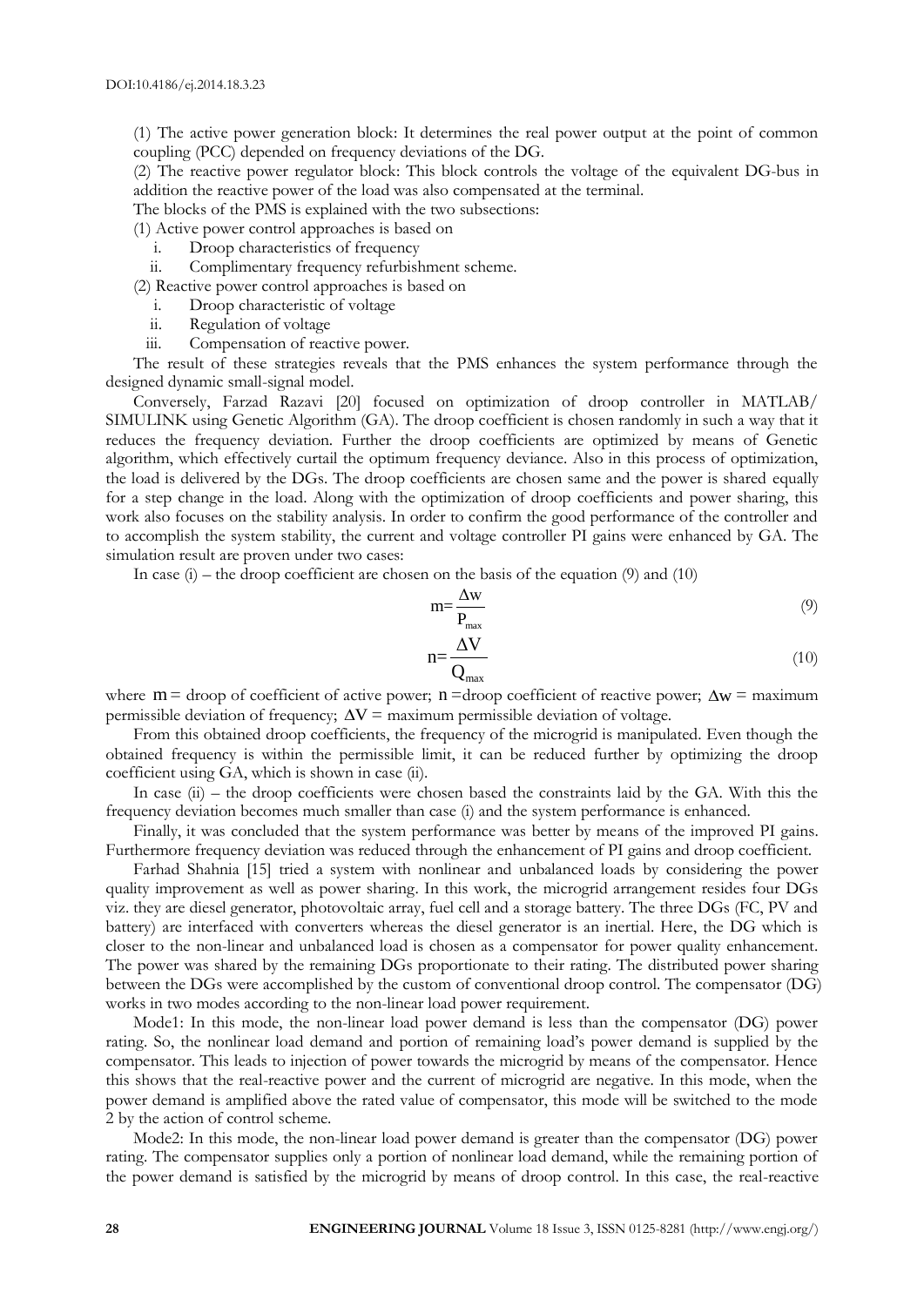(1) The active power generation block: It determines the real power output at the point of common coupling (PCC) depended on frequency deviations of the DG.
(2) The reactive power regulator block: This block controls the voltage of the equivalent DG-bus in addition the reactive power of the load was also compensated at the terminal.
The blocks of the PMS is explained with the two subsections:
(1) Active power control approaches is based on
  i. Droop characteristics of frequency
  ii. Complimentary frequency refurbishment scheme.
(2) Reactive power control approaches is based on
  i. Droop characteristic of voltage
  ii. Regulation of voltage
  iii. Compensation of reactive power.

The result of these strategies reveals that the PMS enhances the system performance through the designed dynamic small-signal model.

Conversely, Farzad Razavi [20] focused on optimization of droop controller in MATLAB/ SIMULINK using Genetic Algorithm (GA). The droop coefficient is chosen randomly in such a way that it reduces the frequency deviation. Further the droop coefficients are optimized by means of Genetic algorithm, which effectively curtail the optimum frequency deviance. Also in this process of optimization, the load is delivered by the DGs. The droop coefficients are chosen same and the power is shared equally for a step change in the load. Along with the optimization of droop coefficients and power sharing, this work also focuses on the stability analysis. In order to confirm the good performance of the controller and to accomplish the system stability, the current and voltage controller PI gains were enhanced by GA. The simulation result are proven under two cases:

In case (i) – the droop coefficient are chosen on the basis of the equation (9) and (10)

$$m=\frac{\Delta w}{P_{max}} \tag{9}$$

$$n=\frac{\Delta V}{Q_{max}} \tag{10}$$

where $m$ = droop of coefficient of active power; $n$ =droop coefficient of reactive power; $\Delta w$ = maximum permissible deviation of frequency; $\Delta V$ = maximum permissible deviation of voltage.

From this obtained droop coefficients, the frequency of the microgrid is manipulated. Even though the obtained frequency is within the permissible limit, it can be reduced further by optimizing the droop coefficient using GA, which is shown in case (ii).

In case (ii) – the droop coefficients were chosen based the constraints laid by the GA. With this the frequency deviation becomes much smaller than case (i) and the system performance is enhanced.

Finally, it was concluded that the system performance was better by means of the improved PI gains. Furthermore frequency deviation was reduced through the enhancement of PI gains and droop coefficient.

Farhad Shahnia [15] tried a system with nonlinear and unbalanced loads by considering the power quality improvement as well as power sharing. In this work, the microgrid arrangement resides four DGs viz. they are diesel generator, photovoltaic array, fuel cell and a storage battery. The three DGs (FC, PV and battery) are interfaced with converters whereas the diesel generator is an inertial. Here, the DG which is closer to the non-linear and unbalanced load is chosen as a compensator for power quality enhancement. The power was shared by the remaining DGs proportionate to their rating. The distributed power sharing between the DGs were accomplished by the custom of conventional droop control. The compensator (DG) works in two modes according to the non-linear load power requirement.

Mode1: In this mode, the non-linear load power demand is less than the compensator (DG) power rating. So, the nonlinear load demand and portion of remaining load's power demand is supplied by the compensator. This leads to injection of power towards the microgrid by means of the compensator. Hence this shows that the real-reactive power and the current of microgrid are negative. In this mode, when the power demand is amplified above the rated value of compensator, this mode will be switched to the mode 2 by the action of control scheme.

Mode2: In this mode, the non-linear load power demand is greater than the compensator (DG) power rating. The compensator supplies only a portion of nonlinear load demand, while the remaining portion of the power demand is satisfied by the microgrid by means of droop control. In this case, the real-reactive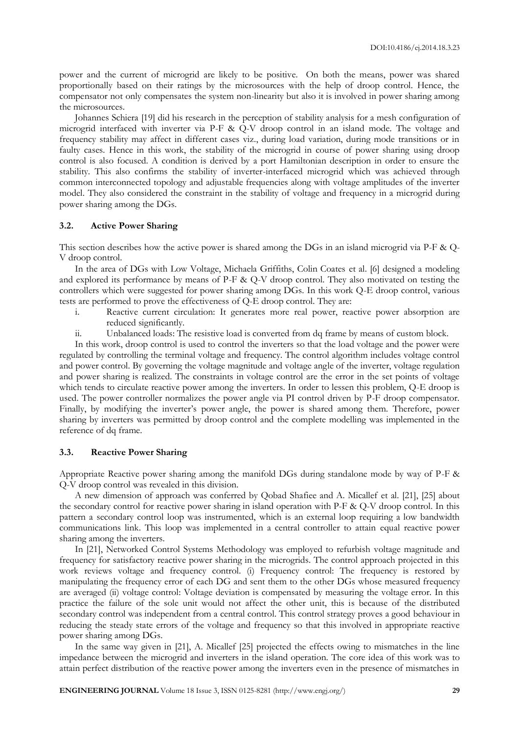power and the current of microgrid are likely to be positive. On both the means, power was shared proportionally based on their ratings by the microsources with the help of droop control. Hence, the compensator not only compensates the system non-linearity but also it is involved in power sharing among the microsources.

Johannes Schiera [19] did his research in the perception of stability analysis for a mesh configuration of microgrid interfaced with inverter via P-F & Q-V droop control in an island mode. The voltage and frequency stability may affect in different cases viz., during load variation, during mode transitions or in faulty cases. Hence in this work, the stability of the microgrid in course of power sharing using droop control is also focused. A condition is derived by a port Hamiltonian description in order to ensure the stability. This also confirms the stability of inverter-interfaced microgrid which was achieved through common interconnected topology and adjustable frequencies along with voltage amplitudes of the inverter model. They also considered the constraint in the stability of voltage and frequency in a microgrid during power sharing among the DGs.

### 3.2. Active Power Sharing

This section describes how the active power is shared among the DGs in an island microgrid via P-F & Q-V droop control.

In the area of DGs with Low Voltage, Michaela Griffiths, Colin Coates et al. [6] designed a modeling and explored its performance by means of P-F & Q-V droop control. They also motivated on testing the controllers which were suggested for power sharing among DGs. In this work Q-E droop control, various tests are performed to prove the effectiveness of Q-E droop control. They are:

i. Reactive current circulation: It generates more real power, reactive power absorption are reduced significantly.
ii. Unbalanced loads: The resistive load is converted from dq frame by means of custom block.

In this work, droop control is used to control the inverters so that the load voltage and the power were regulated by controlling the terminal voltage and frequency. The control algorithm includes voltage control and power control. By governing the voltage magnitude and voltage angle of the inverter, voltage regulation and power sharing is realized. The constraints in voltage control are the error in the set points of voltage which tends to circulate reactive power among the inverters. In order to lessen this problem, Q-E droop is used. The power controller normalizes the power angle via PI control driven by P-F droop compensator. Finally, by modifying the inverter's power angle, the power is shared among them. Therefore, power sharing by inverters was permitted by droop control and the complete modelling was implemented in the reference of dq frame.

### 3.3. Reactive Power Sharing

Appropriate Reactive power sharing among the manifold DGs during standalone mode by way of P-F & Q-V droop control was revealed in this division.

A new dimension of approach was conferred by Qobad Shafiee and A. Micallef et al. [21], [25] about the secondary control for reactive power sharing in island operation with P-F & Q-V droop control. In this pattern a secondary control loop was instrumented, which is an external loop requiring a low bandwidth communications link. This loop was implemented in a central controller to attain equal reactive power sharing among the inverters.

In [21], Networked Control Systems Methodology was employed to refurbish voltage magnitude and frequency for satisfactory reactive power sharing in the microgrids. The control approach projected in this work reviews voltage and frequency control. (i) Frequency control: The frequency is restored by manipulating the frequency error of each DG and sent them to the other DGs whose measured frequency are averaged (ii) voltage control: Voltage deviation is compensated by measuring the voltage error. In this practice the failure of the sole unit would not affect the other unit, this is because of the distributed secondary control was independent from a central control. This control strategy proves a good behaviour in reducing the steady state errors of the voltage and frequency so that this involved in appropriate reactive power sharing among DGs.

In the same way given in [21], A. Micallef [25] projected the effects owing to mismatches in the line impedance between the microgrid and inverters in the island operation. The core idea of this work was to attain perfect distribution of the reactive power among the inverters even in the presence of mismatches in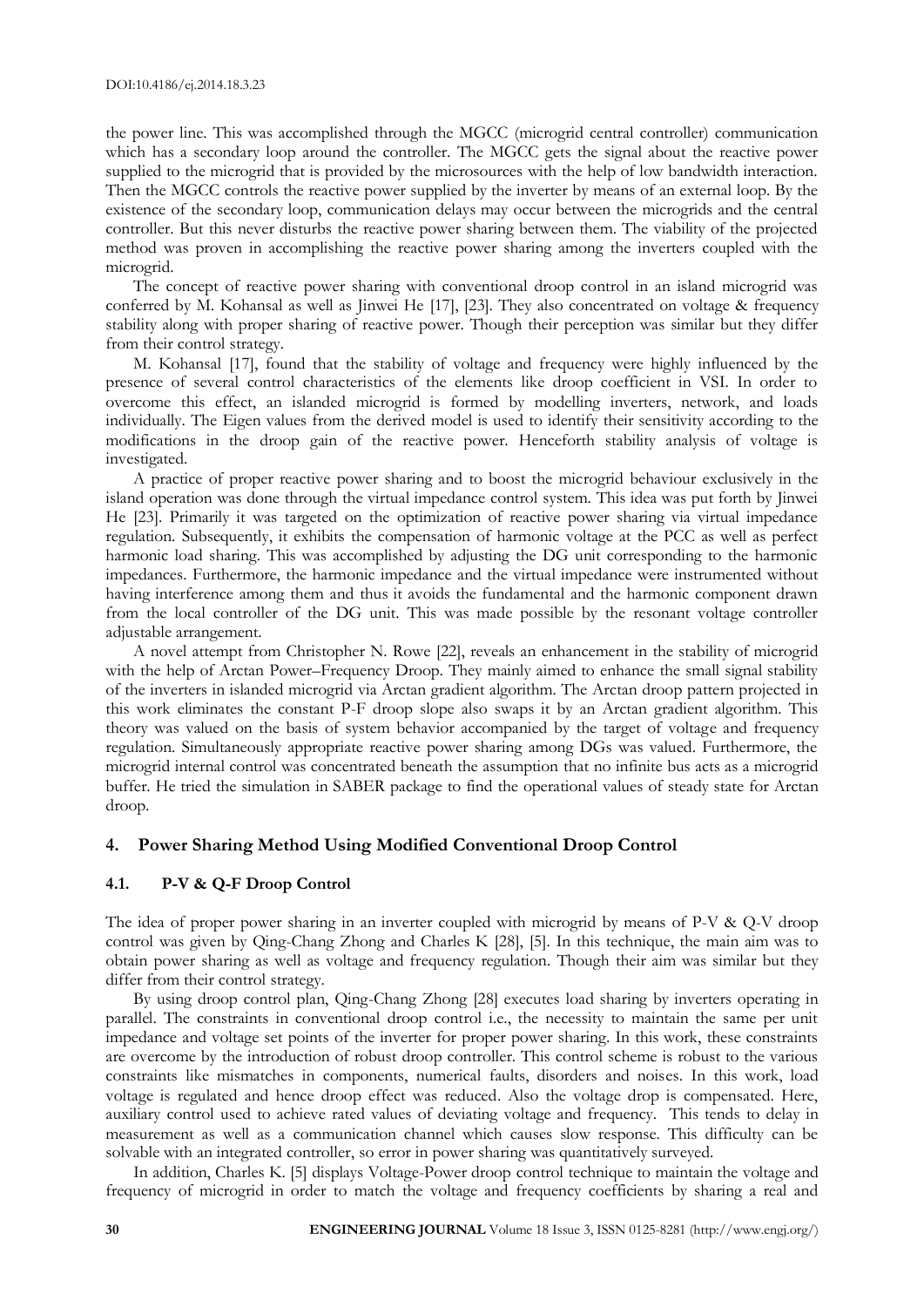the power line. This was accomplished through the MGCC (microgrid central controller) communication which has a secondary loop around the controller. The MGCC gets the signal about the reactive power supplied to the microgrid that is provided by the microsources with the help of low bandwidth interaction. Then the MGCC controls the reactive power supplied by the inverter by means of an external loop. By the existence of the secondary loop, communication delays may occur between the microgrids and the central controller. But this never disturbs the reactive power sharing between them. The viability of the projected method was proven in accomplishing the reactive power sharing among the inverters coupled with the microgrid.

The concept of reactive power sharing with conventional droop control in an island microgrid was conferred by M. Kohansal as well as Jinwei He [17], [23]. They also concentrated on voltage & frequency stability along with proper sharing of reactive power. Though their perception was similar but they differ from their control strategy.

M. Kohansal [17], found that the stability of voltage and frequency were highly influenced by the presence of several control characteristics of the elements like droop coefficient in VSI. In order to overcome this effect, an islanded microgrid is formed by modelling inverters, network, and loads individually. The Eigen values from the derived model is used to identify their sensitivity according to the modifications in the droop gain of the reactive power. Henceforth stability analysis of voltage is investigated.

A practice of proper reactive power sharing and to boost the microgrid behaviour exclusively in the island operation was done through the virtual impedance control system. This idea was put forth by Jinwei He [23]. Primarily it was targeted on the optimization of reactive power sharing via virtual impedance regulation. Subsequently, it exhibits the compensation of harmonic voltage at the PCC as well as perfect harmonic load sharing. This was accomplished by adjusting the DG unit corresponding to the harmonic impedances. Furthermore, the harmonic impedance and the virtual impedance were instrumented without having interference among them and thus it avoids the fundamental and the harmonic component drawn from the local controller of the DG unit. This was made possible by the resonant voltage controller adjustable arrangement.

A novel attempt from Christopher N. Rowe [22], reveals an enhancement in the stability of microgrid with the help of Arctan Power–Frequency Droop. They mainly aimed to enhance the small signal stability of the inverters in islanded microgrid via Arctan gradient algorithm. The Arctan droop pattern projected in this work eliminates the constant P-F droop slope also swaps it by an Arctan gradient algorithm. This theory was valued on the basis of system behavior accompanied by the target of voltage and frequency regulation. Simultaneously appropriate reactive power sharing among DGs was valued. Furthermore, the microgrid internal control was concentrated beneath the assumption that no infinite bus acts as a microgrid buffer. He tried the simulation in SABER package to find the operational values of steady state for Arctan droop.

## 4. Power Sharing Method Using Modified Conventional Droop Control

### 4.1. P-V & Q-F Droop Control

The idea of proper power sharing in an inverter coupled with microgrid by means of P-V & Q-V droop control was given by Qing-Chang Zhong and Charles K [28], [5]. In this technique, the main aim was to obtain power sharing as well as voltage and frequency regulation. Though their aim was similar but they differ from their control strategy.

By using droop control plan, Qing-Chang Zhong [28] executes load sharing by inverters operating in parallel. The constraints in conventional droop control i.e., the necessity to maintain the same per unit impedance and voltage set points of the inverter for proper power sharing. In this work, these constraints are overcome by the introduction of robust droop controller. This control scheme is robust to the various constraints like mismatches in components, numerical faults, disorders and noises. In this work, load voltage is regulated and hence droop effect was reduced. Also the voltage drop is compensated. Here, auxiliary control used to achieve rated values of deviating voltage and frequency. This tends to delay in measurement as well as a communication channel which causes slow response. This difficulty can be solvable with an integrated controller, so error in power sharing was quantitatively surveyed.

In addition, Charles K. [5] displays Voltage-Power droop control technique to maintain the voltage and frequency of microgrid in order to match the voltage and frequency coefficients by sharing a real and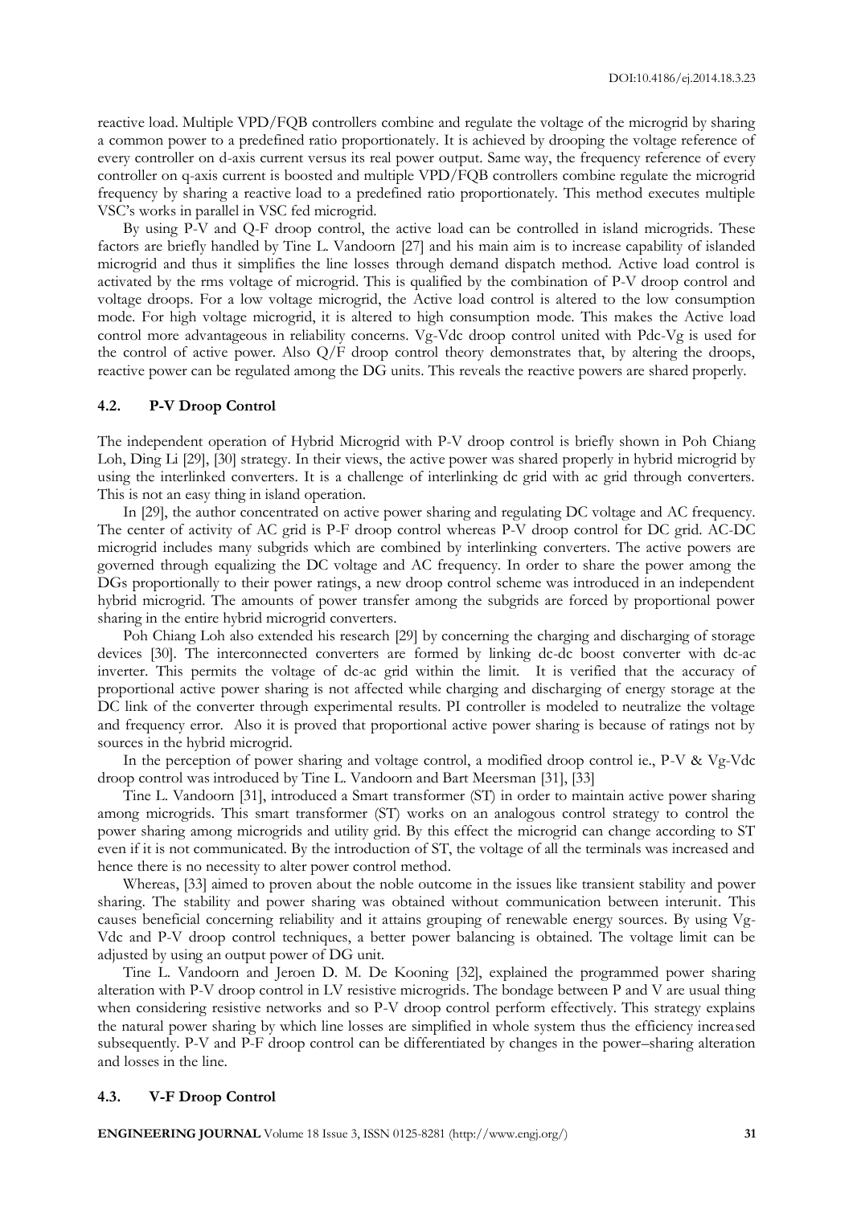reactive load. Multiple VPD/FQB controllers combine and regulate the voltage of the microgrid by sharing a common power to a predefined ratio proportionately. It is achieved by drooping the voltage reference of every controller on d-axis current versus its real power output. Same way, the frequency reference of every controller on q-axis current is boosted and multiple VPD/FQB controllers combine regulate the microgrid frequency by sharing a reactive load to a predefined ratio proportionately. This method executes multiple VSC's works in parallel in VSC fed microgrid.

By using P-V and Q-F droop control, the active load can be controlled in island microgrids. These factors are briefly handled by Tine L. Vandoorn [27] and his main aim is to increase capability of islanded microgrid and thus it simplifies the line losses through demand dispatch method. Active load control is activated by the rms voltage of microgrid. This is qualified by the combination of P-V droop control and voltage droops. For a low voltage microgrid, the Active load control is altered to the low consumption mode. For high voltage microgrid, it is altered to high consumption mode. This makes the Active load control more advantageous in reliability concerns. Vg-Vdc droop control united with Pdc-Vg is used for the control of active power. Also Q/F droop control theory demonstrates that, by altering the droops, reactive power can be regulated among the DG units. This reveals the reactive powers are shared properly.

### 4.2. P-V Droop Control

The independent operation of Hybrid Microgrid with P-V droop control is briefly shown in Poh Chiang Loh, Ding Li [29], [30] strategy. In their views, the active power was shared properly in hybrid microgrid by using the interlinked converters. It is a challenge of interlinking dc grid with ac grid through converters. This is not an easy thing in island operation.

In [29], the author concentrated on active power sharing and regulating DC voltage and AC frequency. The center of activity of AC grid is P-F droop control whereas P-V droop control for DC grid. AC-DC microgrid includes many subgrids which are combined by interlinking converters. The active powers are governed through equalizing the DC voltage and AC frequency. In order to share the power among the DGs proportionally to their power ratings, a new droop control scheme was introduced in an independent hybrid microgrid. The amounts of power transfer among the subgrids are forced by proportional power sharing in the entire hybrid microgrid converters.

Poh Chiang Loh also extended his research [29] by concerning the charging and discharging of storage devices [30]. The interconnected converters are formed by linking dc-dc boost converter with dc-ac inverter. This permits the voltage of dc-ac grid within the limit. It is verified that the accuracy of proportional active power sharing is not affected while charging and discharging of energy storage at the DC link of the converter through experimental results. PI controller is modeled to neutralize the voltage and frequency error. Also it is proved that proportional active power sharing is because of ratings not by sources in the hybrid microgrid.

In the perception of power sharing and voltage control, a modified droop control ie., P-V & Vg-Vdc droop control was introduced by Tine L. Vandoorn and Bart Meersman [31], [33]

Tine L. Vandoorn [31], introduced a Smart transformer (ST) in order to maintain active power sharing among microgrids. This smart transformer (ST) works on an analogous control strategy to control the power sharing among microgrids and utility grid. By this effect the microgrid can change according to ST even if it is not communicated. By the introduction of ST, the voltage of all the terminals was increased and hence there is no necessity to alter power control method.

Whereas, [33] aimed to proven about the noble outcome in the issues like transient stability and power sharing. The stability and power sharing was obtained without communication between interunit. This causes beneficial concerning reliability and it attains grouping of renewable energy sources. By using Vg-Vdc and P-V droop control techniques, a better power balancing is obtained. The voltage limit can be adjusted by using an output power of DG unit.

Tine L. Vandoorn and Jeroen D. M. De Kooning [32], explained the programmed power sharing alteration with P-V droop control in LV resistive microgrids. The bondage between P and V are usual thing when considering resistive networks and so P-V droop control perform effectively. This strategy explains the natural power sharing by which line losses are simplified in whole system thus the efficiency increased subsequently. P-V and P-F droop control can be differentiated by changes in the power–sharing alteration and losses in the line.

### 4.3. V-F Droop Control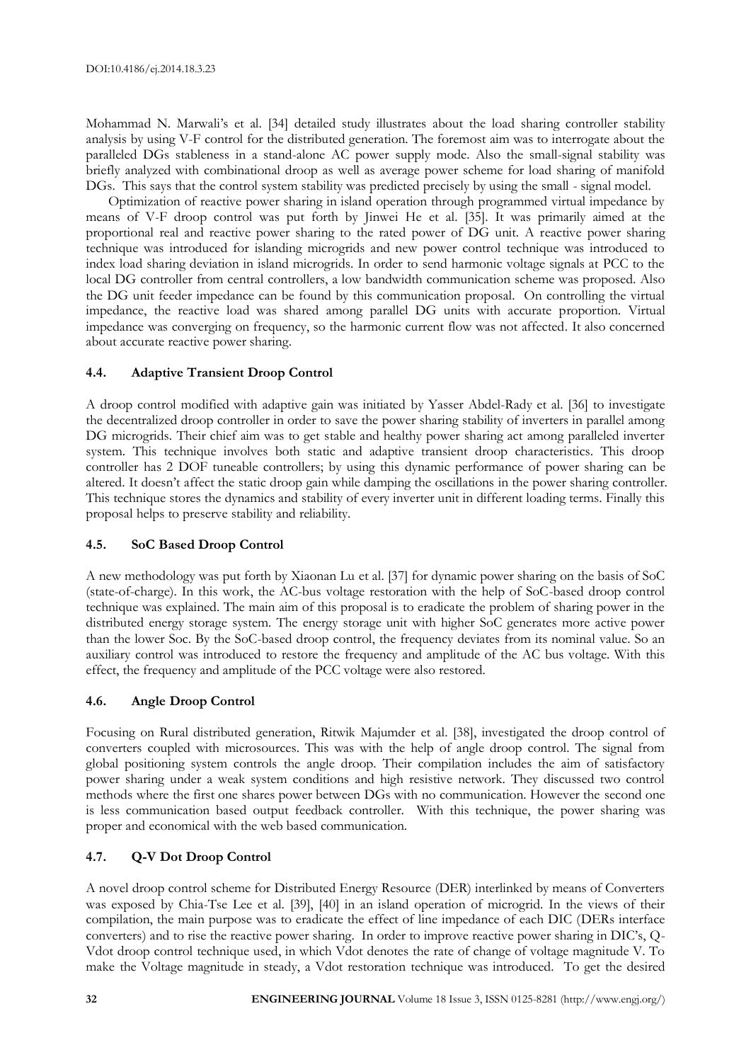Mohammad N. Marwali's et al. [34] detailed study illustrates about the load sharing controller stability analysis by using V-F control for the distributed generation. The foremost aim was to interrogate about the paralleled DGs stableness in a stand-alone AC power supply mode. Also the small-signal stability was briefly analyzed with combinational droop as well as average power scheme for load sharing of manifold DGs. This says that the control system stability was predicted precisely by using the small - signal model.

Optimization of reactive power sharing in island operation through programmed virtual impedance by means of V-F droop control was put forth by Jinwei He et al. [35]. It was primarily aimed at the proportional real and reactive power sharing to the rated power of DG unit. A reactive power sharing technique was introduced for islanding microgrids and new power control technique was introduced to index load sharing deviation in island microgrids. In order to send harmonic voltage signals at PCC to the local DG controller from central controllers, a low bandwidth communication scheme was proposed. Also the DG unit feeder impedance can be found by this communication proposal. On controlling the virtual impedance, the reactive load was shared among parallel DG units with accurate proportion. Virtual impedance was converging on frequency, so the harmonic current flow was not affected. It also concerned about accurate reactive power sharing.

### 4.4. Adaptive Transient Droop Control

A droop control modified with adaptive gain was initiated by Yasser Abdel-Rady et al. [36] to investigate the decentralized droop controller in order to save the power sharing stability of inverters in parallel among DG microgrids. Their chief aim was to get stable and healthy power sharing act among paralleled inverter system. This technique involves both static and adaptive transient droop characteristics. This droop controller has 2 DOF tuneable controllers; by using this dynamic performance of power sharing can be altered. It doesn't affect the static droop gain while damping the oscillations in the power sharing controller. This technique stores the dynamics and stability of every inverter unit in different loading terms. Finally this proposal helps to preserve stability and reliability.

### 4.5. SoC Based Droop Control

A new methodology was put forth by Xiaonan Lu et al. [37] for dynamic power sharing on the basis of SoC (state-of-charge). In this work, the AC-bus voltage restoration with the help of SoC-based droop control technique was explained. The main aim of this proposal is to eradicate the problem of sharing power in the distributed energy storage system. The energy storage unit with higher SoC generates more active power than the lower Soc. By the SoC-based droop control, the frequency deviates from its nominal value. So an auxiliary control was introduced to restore the frequency and amplitude of the AC bus voltage. With this effect, the frequency and amplitude of the PCC voltage were also restored.

### 4.6. Angle Droop Control

Focusing on Rural distributed generation, Ritwik Majumder et al. [38], investigated the droop control of converters coupled with microsources. This was with the help of angle droop control. The signal from global positioning system controls the angle droop. Their compilation includes the aim of satisfactory power sharing under a weak system conditions and high resistive network. They discussed two control methods where the first one shares power between DGs with no communication. However the second one is less communication based output feedback controller. With this technique, the power sharing was proper and economical with the web based communication.

### 4.7. Q-V Dot Droop Control

A novel droop control scheme for Distributed Energy Resource (DER) interlinked by means of Converters was exposed by Chia-Tse Lee et al. [39], [40] in an island operation of microgrid. In the views of their compilation, the main purpose was to eradicate the effect of line impedance of each DIC (DERs interface converters) and to rise the reactive power sharing. In order to improve reactive power sharing in DIC's, Q-Vdot droop control technique used, in which Vdot denotes the rate of change of voltage magnitude V. To make the Voltage magnitude in steady, a Vdot restoration technique was introduced. To get the desired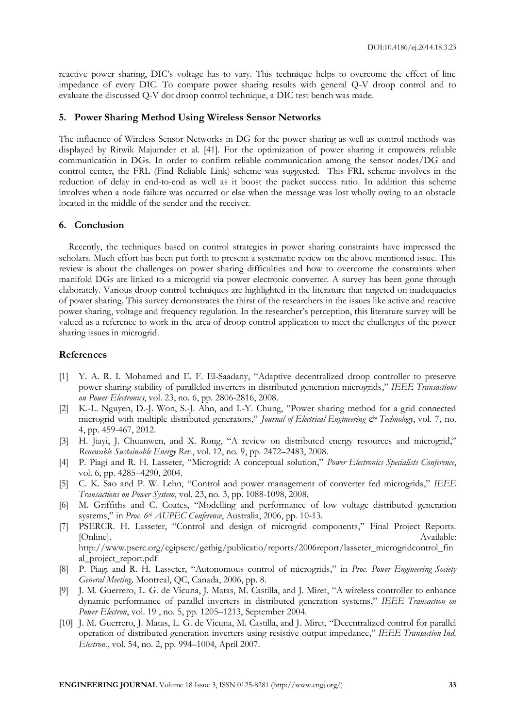reactive power sharing, DIC's voltage has to vary. This technique helps to overcome the effect of line impedance of every DIC. To compare power sharing results with general Q-V droop control and to evaluate the discussed Q-V dot droop control technique, a DIC test bench was made.

## 5. Power Sharing Method Using Wireless Sensor Networks

The influence of Wireless Sensor Networks in DG for the power sharing as well as control methods was displayed by Ritwik Majumder et al. [41]. For the optimization of power sharing it empowers reliable communication in DGs. In order to confirm reliable communication among the sensor nodes/DG and control center, the FRL (Find Reliable Link) scheme was suggested. This FRL scheme involves in the reduction of delay in end-to-end as well as it boost the packet success ratio. In addition this scheme involves when a node failure was occurred or else when the message was lost wholly owing to an obstacle located in the middle of the sender and the receiver.

## 6. Conclusion

Recently, the techniques based on control strategies in power sharing constraints have impressed the scholars. Much effort has been put forth to present a systematic review on the above mentioned issue. This review is about the challenges on power sharing difficulties and how to overcome the constraints when manifold DGs are linked to a microgrid via power electronic converter. A survey has been gone through elaborately. Various droop control techniques are highlighted in the literature that targeted on inadequacies of power sharing. This survey demonstrates the thirst of the researchers in the issues like active and reactive power sharing, voltage and frequency regulation. In the researcher's perception, this literature survey will be valued as a reference to work in the area of droop control application to meet the challenges of the power sharing issues in microgrid.

## References

[1] Y. A. R. I. Mohamed and E. F. El-Saadany, "Adaptive decentralized droop controller to preserve power sharing stability of paralleled inverters in distributed generation microgrids," *IEEE Transactions on Power Electronics*, vol. 23, no. 6, pp. 2806-2816, 2008.

[2] K.-L. Nguyen, D.-J. Won, S.-J. Ahn, and I.-Y. Chung, "Power sharing method for a grid connected microgrid with multiple distributed generators," *Journal of Electrical Engineering & Technology*, vol. 7, no. 4, pp. 459-467, 2012.

[3] H. Jiayi, J. Chuanwen, and X. Rong, "A review on distributed energy resources and microgrid," *Renewable Sustainable Energy Rev.*, vol. 12, no. 9, pp. 2472–2483, 2008.

[4] P. Piagi and R. H. Lasseter, "Microgrid: A conceptual solution," *Power Electronics Specialists Conference*, vol. 6, pp. 4285–4290, 2004.

[5] C. K. Sao and P. W. Lehn, "Control and power management of converter fed microgrids," *IEEE Transactions on Power System*, vol. 23, no. 3, pp. 1088-1098, 2008.

[6] M. Griffiths and C. Coates, "Modelling and performance of low voltage distributed generation systems," in *Proc. 6th AUPEC Conference*, Australia, 2006, pp. 10-13.

[7] PSERCR. H. Lasseter, "Control and design of microgrid components," Final Project Reports. [Online]. Available: http://www.pserc.org/cgipserc/getbig/publicatio/reports/2006report/lasseter_microgridcontrol_final_project_report.pdf

[8] P. Piagi and R. H. Lasseter, "Autonomous control of microgrids," in *Proc. Power Engineering Society General Meeting,* Montreal, QC, Canada, 2006, pp. 8.

[9] J. M. Guerrero, L. G. de Vicuna, J. Matas, M. Castilla, and J. Miret, "A wireless controller to enhance dynamic performance of parallel inverters in distributed generation systems," *IEEE Transaction on Power Electron*, vol. 19 , no. 5, pp. 1205–1213, September 2004.

[10] J. M. Guerrero, J. Matas, L. G. de Vicuna, M. Castilla, and J. Miret, "Decentralized control for parallel operation of distributed generation inverters using resistive output impedance," *IEEE Transaction Ind. Electron.*, vol. 54, no. 2, pp. 994–1004, April 2007.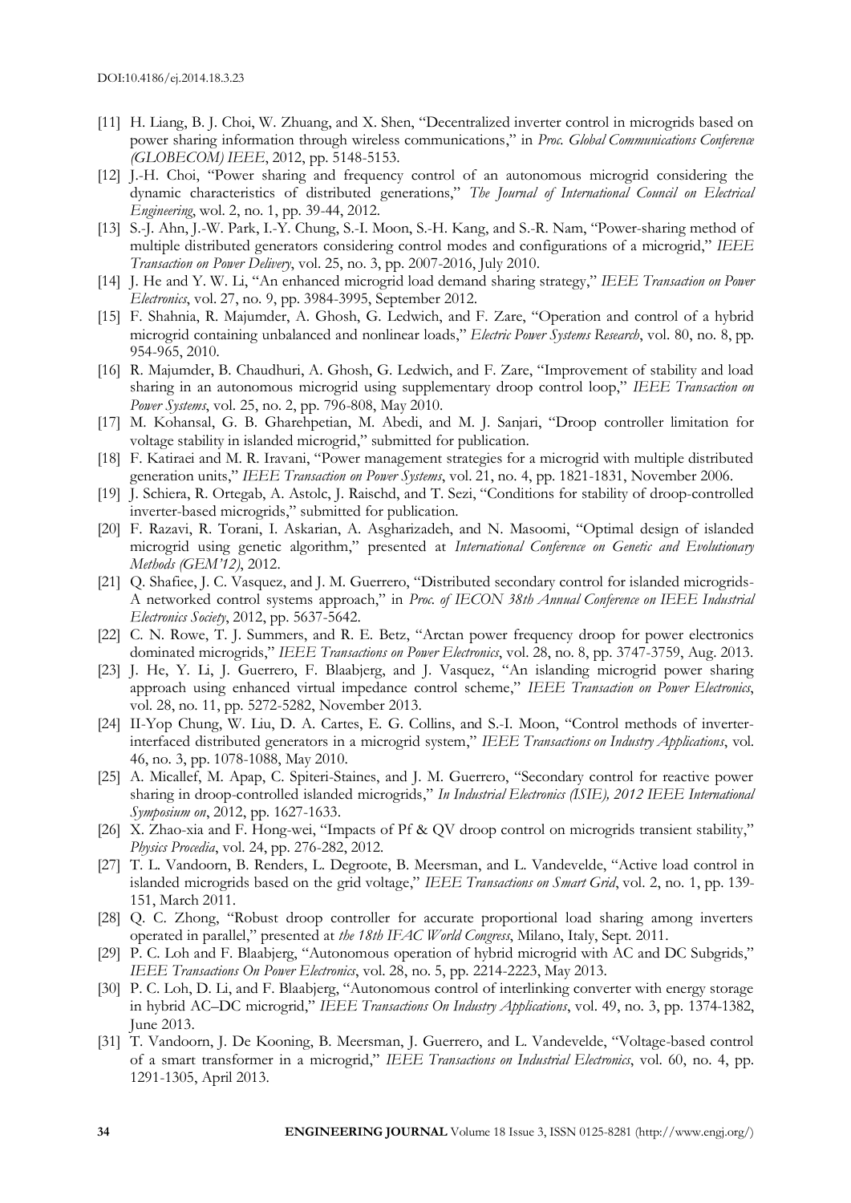[11] H. Liang, B. J. Choi, W. Zhuang, and X. Shen, "Decentralized inverter control in microgrids based on power sharing information through wireless communications," in *Proc. Global Communications Conference (GLOBECOM) IEEE*, 2012, pp. 5148-5153.

[12] J.-H. Choi, "Power sharing and frequency control of an autonomous microgrid considering the dynamic characteristics of distributed generations," *The Journal of International Council on Electrical Engineering*, wol. 2, no. 1, pp. 39-44, 2012.

[13] S.-J. Ahn, J.-W. Park, I.-Y. Chung, S.-I. Moon, S.-H. Kang, and S.-R. Nam, "Power-sharing method of multiple distributed generators considering control modes and configurations of a microgrid," *IEEE Transaction on Power Delivery*, vol. 25, no. 3, pp. 2007-2016, July 2010.

[14] J. He and Y. W. Li, "An enhanced microgrid load demand sharing strategy," *IEEE Transaction on Power Electronics*, vol. 27, no. 9, pp. 3984-3995, September 2012.

[15] F. Shahnia, R. Majumder, A. Ghosh, G. Ledwich, and F. Zare, "Operation and control of a hybrid microgrid containing unbalanced and nonlinear loads," *Electric Power Systems Research*, vol. 80, no. 8, pp. 954-965, 2010.

[16] R. Majumder, B. Chaudhuri, A. Ghosh, G. Ledwich, and F. Zare, "Improvement of stability and load sharing in an autonomous microgrid using supplementary droop control loop," *IEEE Transaction on Power Systems*, vol. 25, no. 2, pp. 796-808, May 2010.

[17] M. Kohansal, G. B. Gharehpetian, M. Abedi, and M. J. Sanjari, "Droop controller limitation for voltage stability in islanded microgrid," submitted for publication.

[18] F. Katiraei and M. R. Iravani, "Power management strategies for a microgrid with multiple distributed generation units," *IEEE Transaction on Power Systems*, vol. 21, no. 4, pp. 1821-1831, November 2006.

[19] J. Schiera, R. Ortegab, A. Astolc, J. Raischd, and T. Sezi, "Conditions for stability of droop-controlled inverter-based microgrids," submitted for publication.

[20] F. Razavi, R. Torani, I. Askarian, A. Asgharizadeh, and N. Masoomi, "Optimal design of islanded microgrid using genetic algorithm," presented at *International Conference on Genetic and Evolutionary Methods (GEM'12)*, 2012.

[21] Q. Shafiee, J. C. Vasquez, and J. M. Guerrero, "Distributed secondary control for islanded microgrids- A networked control systems approach," in *Proc. of IECON 38th Annual Conference on IEEE Industrial Electronics Society*, 2012, pp. 5637-5642.

[22] C. N. Rowe, T. J. Summers, and R. E. Betz, "Arctan power frequency droop for power electronics dominated microgrids," *IEEE Transactions on Power Electronics*, vol. 28, no. 8, pp. 3747-3759, Aug. 2013.

[23] J. He, Y. Li, J. Guerrero, F. Blaabjerg, and J. Vasquez, "An islanding microgrid power sharing approach using enhanced virtual impedance control scheme," *IEEE Transaction on Power Electronics*, vol. 28, no. 11, pp. 5272-5282, November 2013.

[24] Il-Yop Chung, W. Liu, D. A. Cartes, E. G. Collins, and S.-I. Moon, "Control methods of inverter-interfaced distributed generators in a microgrid system," *IEEE Transactions on Industry Applications*, vol. 46, no. 3, pp. 1078-1088, May 2010.

[25] A. Micallef, M. Apap, C. Spiteri-Staines, and J. M. Guerrero, "Secondary control for reactive power sharing in droop-controlled islanded microgrids," *In Industrial Electronics (ISIE), 2012 IEEE International Symposium on*, 2012, pp. 1627-1633.

[26] X. Zhao-xia and F. Hong-wei, "Impacts of Pf & QV droop control on microgrids transient stability," *Physics Procedia*, vol. 24, pp. 276-282, 2012.

[27] T. L. Vandoorn, B. Renders, L. Degroote, B. Meersman, and L. Vandevelde, "Active load control in islanded microgrids based on the grid voltage," *IEEE Transactions on Smart Grid*, vol. 2, no. 1, pp. 139-151, March 2011.

[28] Q. C. Zhong, "Robust droop controller for accurate proportional load sharing among inverters operated in parallel," presented at *the 18th IFAC World Congress*, Milano, Italy, Sept. 2011.

[29] P. C. Loh and F. Blaabjerg, "Autonomous operation of hybrid microgrid with AC and DC Subgrids," *IEEE Transactions On Power Electronics*, vol. 28, no. 5, pp. 2214-2223, May 2013.

[30] P. C. Loh, D. Li, and F. Blaabjerg, "Autonomous control of interlinking converter with energy storage in hybrid AC–DC microgrid," *IEEE Transactions On Industry Applications*, vol. 49, no. 3, pp. 1374-1382, June 2013.

[31] T. Vandoorn, J. De Kooning, B. Meersman, J. Guerrero, and L. Vandevelde, "Voltage-based control of a smart transformer in a microgrid," *IEEE Transactions on Industrial Electronics*, vol. 60, no. 4, pp. 1291-1305, April 2013.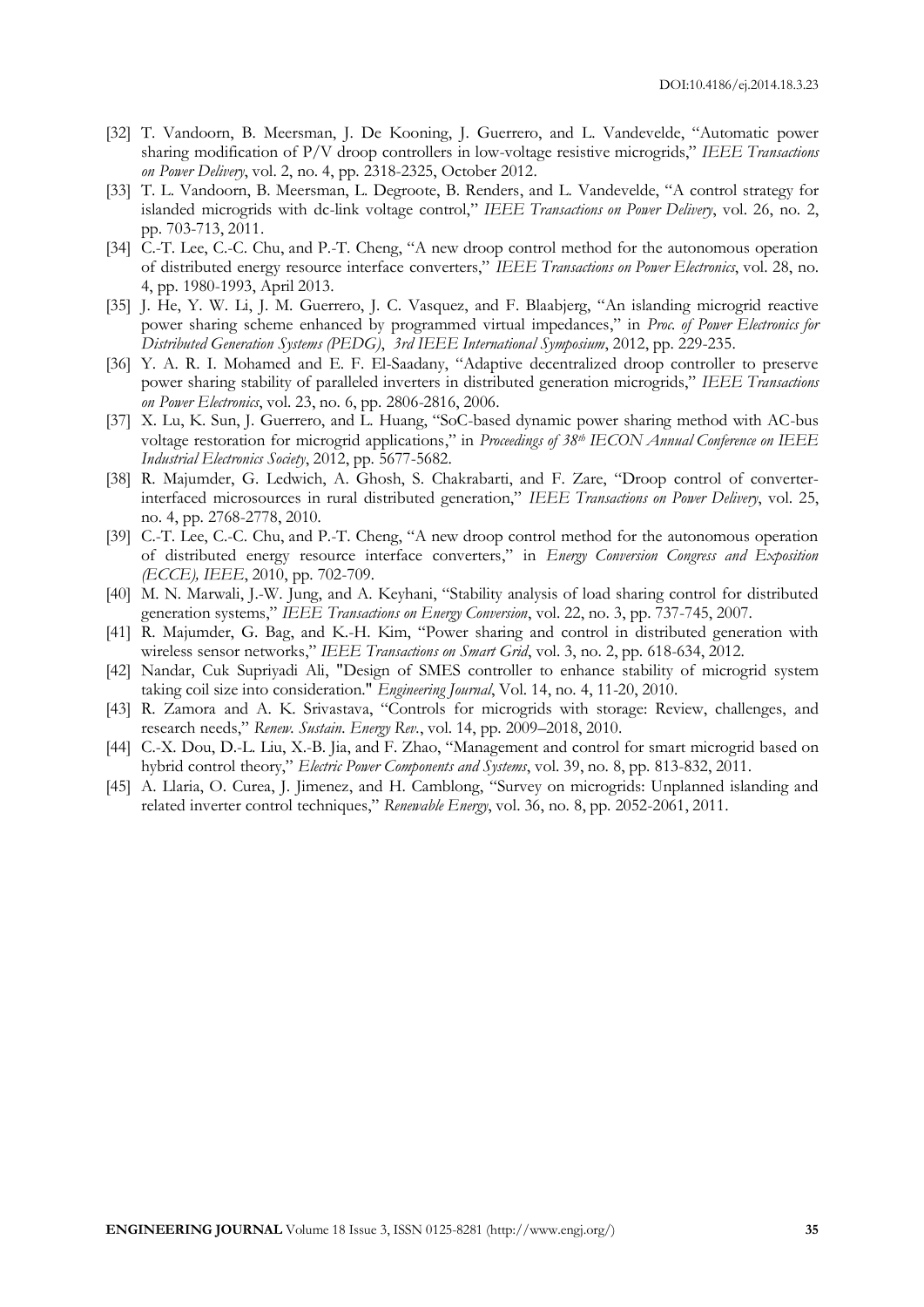[32] T. Vandoorn, B. Meersman, J. De Kooning, J. Guerrero, and L. Vandevelde, "Automatic power sharing modification of P/V droop controllers in low-voltage resistive microgrids," *IEEE Transactions on Power Delivery*, vol. 2, no. 4, pp. 2318-2325, October 2012.

[33] T. L. Vandoorn, B. Meersman, L. Degroote, B. Renders, and L. Vandevelde, "A control strategy for islanded microgrids with dc-link voltage control," *IEEE Transactions on Power Delivery*, vol. 26, no. 2, pp. 703-713, 2011.

[34] C.-T. Lee, C.-C. Chu, and P.-T. Cheng, "A new droop control method for the autonomous operation of distributed energy resource interface converters," *IEEE Transactions on Power Electronics*, vol. 28, no. 4, pp. 1980-1993, April 2013.

[35] J. He, Y. W. Li, J. M. Guerrero, J. C. Vasquez, and F. Blaabjerg, "An islanding microgrid reactive power sharing scheme enhanced by programmed virtual impedances," in *Proc. of Power Electronics for Distributed Generation Systems (PEDG), 3rd IEEE International Symposium*, 2012, pp. 229-235.

[36] Y. A. R. I. Mohamed and E. F. El-Saadany, "Adaptive decentralized droop controller to preserve power sharing stability of paralleled inverters in distributed generation microgrids," *IEEE Transactions on Power Electronics*, vol. 23, no. 6, pp. 2806-2816, 2006.

[37] X. Lu, K. Sun, J. Guerrero, and L. Huang, "SoC-based dynamic power sharing method with AC-bus voltage restoration for microgrid applications," in *Proceedings of 38th IECON Annual Conference on IEEE Industrial Electronics Society*, 2012, pp. 5677-5682.

[38] R. Majumder, G. Ledwich, A. Ghosh, S. Chakrabarti, and F. Zare, "Droop control of converter-interfaced microsources in rural distributed generation," *IEEE Transactions on Power Delivery*, vol. 25, no. 4, pp. 2768-2778, 2010.

[39] C.-T. Lee, C.-C. Chu, and P.-T. Cheng, "A new droop control method for the autonomous operation of distributed energy resource interface converters," in *Energy Conversion Congress and Exposition (ECCE), IEEE*, 2010, pp. 702-709.

[40] M. N. Marwali, J.-W. Jung, and A. Keyhani, "Stability analysis of load sharing control for distributed generation systems," *IEEE Transactions on Energy Conversion*, vol. 22, no. 3, pp. 737-745, 2007.

[41] R. Majumder, G. Bag, and K.-H. Kim, "Power sharing and control in distributed generation with wireless sensor networks," *IEEE Transactions on Smart Grid*, vol. 3, no. 2, pp. 618-634, 2012.

[42] Nandar, Cuk Supriyadi Ali, "Design of SMES controller to enhance stability of microgrid system taking coil size into consideration." *Engineering Journal*, Vol. 14, no. 4, 11-20, 2010.

[43] R. Zamora and A. K. Srivastava, "Controls for microgrids with storage: Review, challenges, and research needs," *Renew. Sustain. Energy Rev.*, vol. 14, pp. 2009–2018, 2010.

[44] C.-X. Dou, D.-L. Liu, X.-B. Jia, and F. Zhao, "Management and control for smart microgrid based on hybrid control theory," *Electric Power Components and Systems*, vol. 39, no. 8, pp. 813-832, 2011.

[45] A. Llaria, O. Curea, J. Jimenez, and H. Camblong, "Survey on microgrids: Unplanned islanding and related inverter control techniques," *Renewable Energy*, vol. 36, no. 8, pp. 2052-2061, 2011.